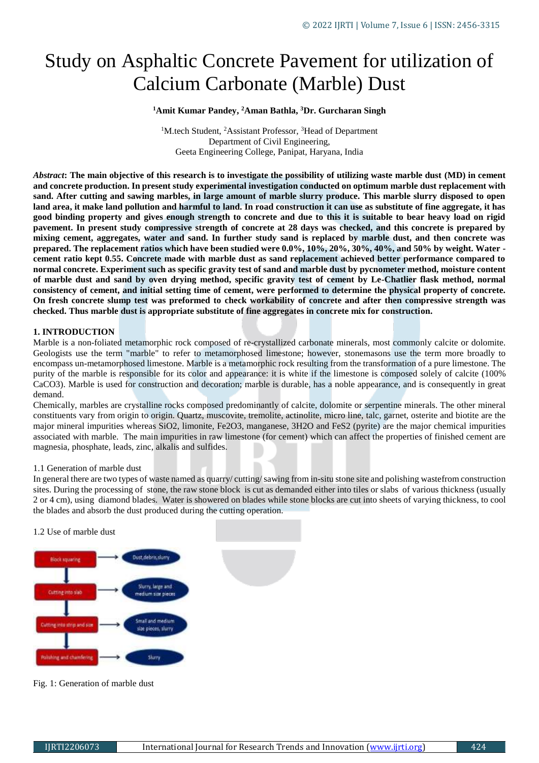# Study on Asphaltic Concrete Pavement for utilization of Calcium Carbonate (Marble) Dust

**[1]Amit Kumar Pandey, [2]Aman Bathla, [3]Dr. Gurcharan Singh**

[1]M.tech Student, [2]Assistant Professor, [3]Head of Department
Department of Civil Engineering,
Geeta Engineering College, Panipat, Haryana, India

***Abstract*: The main objective of this research is to investigate the possibility of utilizing waste marble dust (MD) in cement and concrete production. In present study experimental investigation conducted on optimum marble dust replacement with sand. After cutting and sawing marbles, in large amount of marble slurry produce. This marble slurry disposed to open land area, it make land pollution and harmful to land. In road construction it can use as substitute of fine aggregate, it has good binding property and gives enough strength to concrete and due to this it is suitable to bear heavy load on rigid pavement. In present study compressive strength of concrete at 28 days was checked, and this concrete is prepared by mixing cement, aggregates, water and sand. In further study sand is replaced by marble dust, and then concrete was prepared. The replacement ratios which have been studied were 0.0%, 10%, 20%, 30%, 40%, and 50% by weight. Water - cement ratio kept 0.55. Concrete made with marble dust as sand replacement achieved better performance compared to normal concrete. Experiment such as specific gravity test of sand and marble dust by pycnometer method, moisture content of marble dust and sand by oven drying method, specific gravity test of cement by Le-Chatlier flask method, normal consistency of cement, and initial setting time of cement, were performed to determine the physical property of concrete. On fresh concrete slump test was preformed to check workability of concrete and after then compressive strength was checked. Thus marble dust is appropriate substitute of fine aggregates in concrete mix for construction.**

## 1. INTRODUCTION

Marble is a non-foliated metamorphic rock composed of re-crystallized carbonate minerals, most commonly calcite or dolomite. Geologists use the term "marble" to refer to metamorphosed limestone; however, stonemasons use the term more broadly to encompass un-metamorphosed limestone. Marble is a metamorphic rock resulting from the transformation of a pure limestone. The purity of the marble is responsible for its color and appearance: it is white if the limestone is composed solely of calcite (100% $CaCO_3$). Marble is used for construction and decoration; marble is durable, has a noble appearance, and is consequently in great demand.

Chemically, marbles are crystalline rocks composed predominantly of calcite, dolomite or serpentine minerals. The other mineral constituents vary from origin to origin. Quartz, muscovite, tremolite, actinolite, micro line, talc, garnet, osterite and biotite are the major mineral impurities whereas $SiO_2$, limonite, $Fe_2O_3$, manganese, $3H_2O$ and $FeS_2$ (pyrite) are the major chemical impurities associated with marble. The main impurities in raw limestone (for cement) which can affect the properties of finished cement are magnesia, phosphate, leads, zinc, alkalis and sulfides.

### 1.1 Generation of marble dust

In general there are two types of waste named as quarry/ cutting/ sawing from in-situ stone site and polishing wastefrom construction sites. During the processing of stone, the raw stone block is cut as demanded either into tiles or slabs of various thickness (usually 2 or 4 cm), using diamond blades. Water is showered on blades while stone blocks are cut into sheets of varying thickness, to cool the blades and absorb the dust produced during the cutting operation.

### 1.2 Use of marble dust

| Process | Waste |
|---|---|
| Block squaring | Dust, debris, slurry |
| Cutting into slab | Slurry, large and medium size pieces |
| Cutting into strip and size | Small and medium size pieces, slurry |
| Polishing and chamfering | Slurry |

Fig. 1: Generation of marble dust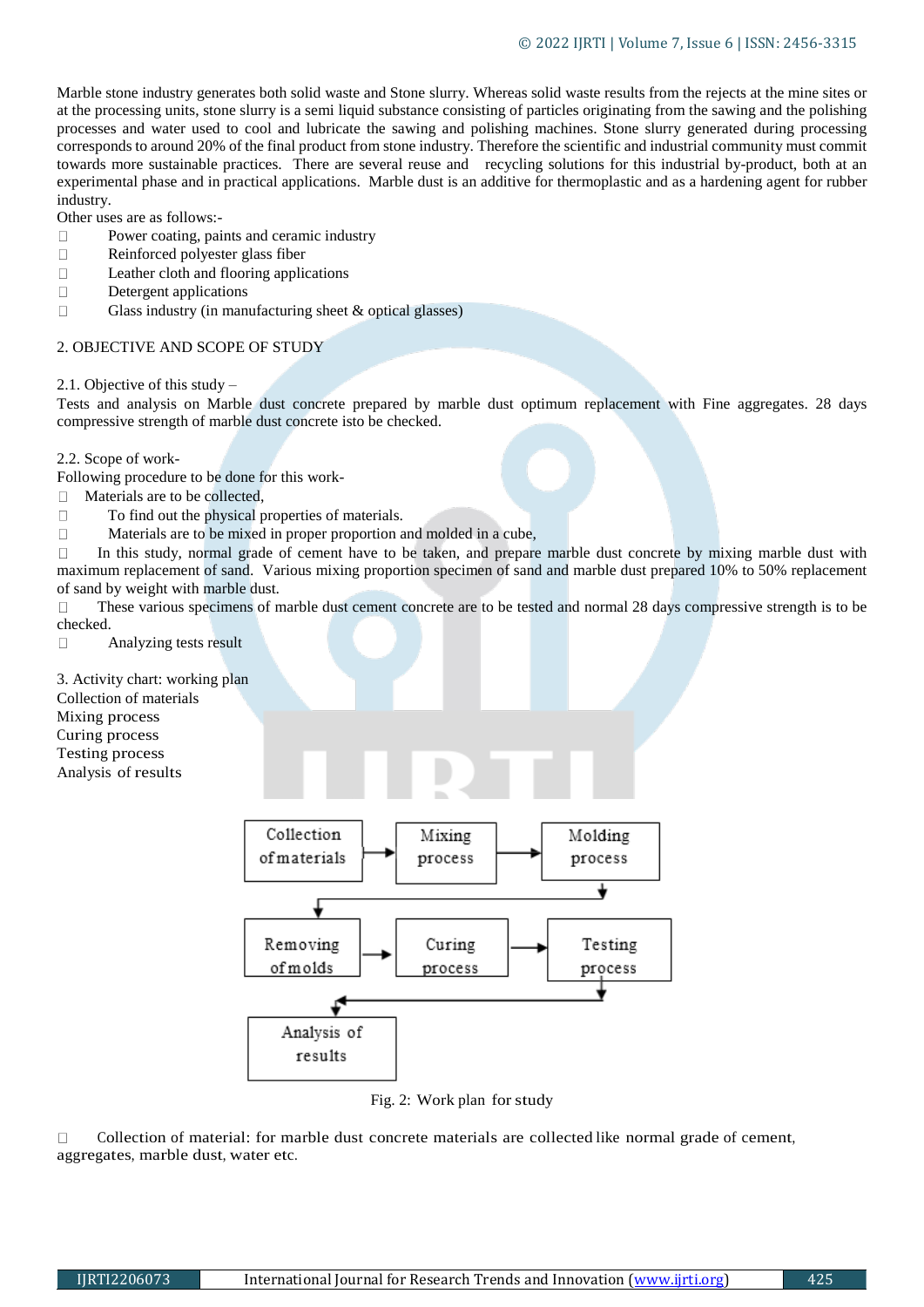Marble stone industry generates both solid waste and Stone slurry. Whereas solid waste results from the rejects at the mine sites or at the processing units, stone slurry is a semi liquid substance consisting of particles originating from the sawing and the polishing processes and water used to cool and lubricate the sawing and polishing machines. Stone slurry generated during processing corresponds to around 20% of the final product from stone industry. Therefore the scientific and industrial community must commit towards more sustainable practices. There are several reuse and recycling solutions for this industrial by-product, both at an experimental phase and in practical applications. Marble dust is an additive for thermoplastic and as a hardening agent for rubber industry.

Other uses are as follows:-

- Power coating, paints and ceramic industry
- Reinforced polyester glass fiber
- Leather cloth and flooring applications
- Detergent applications
- Glass industry (in manufacturing sheet & optical glasses)

## 2. OBJECTIVE AND SCOPE OF STUDY

### 2.1. Objective of this study –

Tests and analysis on Marble dust concrete prepared by marble dust optimum replacement with Fine aggregates. 28 days compressive strength of marble dust concrete isto be checked.

### 2.2. Scope of work-

Following procedure to be done for this work-

- Materials are to be collected,
- To find out the physical properties of materials.
- Materials are to be mixed in proper proportion and molded in a cube,
- In this study, normal grade of cement have to be taken, and prepare marble dust concrete by mixing marble dust with maximum replacement of sand. Various mixing proportion specimen of sand and marble dust prepared 10% to 50% replacement of sand by weight with marble dust.
- These various specimens of marble dust cement concrete are to be tested and normal 28 days compressive strength is to be checked.
- Analyzing tests result

## 3. Activity chart: working plan

Collection of materials
Mixing process
Curing process
Testing process
Analysis of results

Collection of materials → Mixing process → Molding process → Removing of molds → Curing process → Testing process → Analysis of results

Fig. 2: Work plan for study

- Collection of material: for marble dust concrete materials are collected like normal grade of cement, aggregates, marble dust, water etc.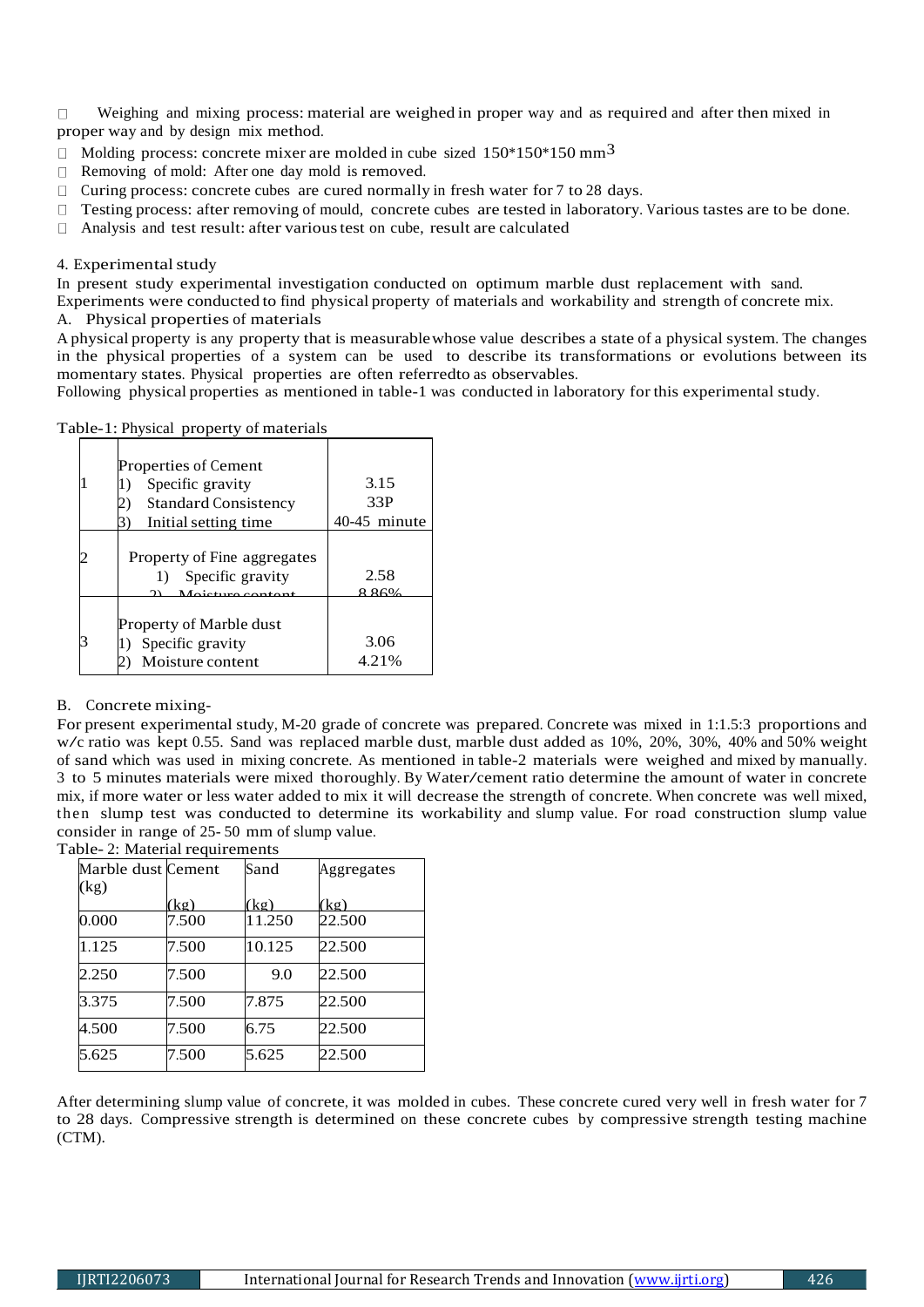- Weighing and mixing process: material are weighed in proper way and as required and after then mixed in proper way and by design mix method.
- Molding process: concrete mixer are molded in cube sized 150*150*150 $mm^3$
- Removing of mold: After one day mold is removed.
- Curing process: concrete cubes are cured normally in fresh water for 7 to 28 days.
- Testing process: after removing of mould, concrete cubes are tested in laboratory. Various tastes are to be done.
- Analysis and test result: after various test on cube, result are calculated

## 4. Experimental study

In present study experimental investigation conducted on optimum marble dust replacement with sand. Experiments were conducted to find physical property of materials and workability and strength of concrete mix.

### A. Physical properties of materials

A physical property is any property that is measurable whose value describes a state of a physical system. The changes in the physical properties of a system can be used to describe its transformations or evolutions between its momentary states. Physical properties are often referredto as observables.

Following physical properties as mentioned in table-1 was conducted in laboratory for this experimental study.

Table-1: Physical property of materials

| | | |
|---|---|---|
| 1 | Properties of Cement<br>1) Specific gravity<br>2) Standard Consistency<br>3) Initial setting time | <br>3.15<br>33P<br>40-45 minute |
| 2 | Property of Fine aggregates<br>1) Specific gravity<br>2) Moisture content | <br>2.58<br>8.86% |
| 3 | Property of Marble dust<br>1) Specific gravity<br>2) Moisture content | <br>3.06<br>4.21% |

### B. Concrete mixing-

For present experimental study, M-20 grade of concrete was prepared. Concrete was mixed in 1:1.5:3 proportions and w/c ratio was kept 0.55. Sand was replaced marble dust, marble dust added as 10%, 20%, 30%, 40% and 50% weight of sand which was used in mixing concrete. As mentioned in table-2 materials were weighed and mixed by manually. 3 to 5 minutes materials were mixed thoroughly. By Water/cement ratio determine the amount of water in concrete mix, if more water or less water added to mix it will decrease the strength of concrete. When concrete was well mixed, then slump test was conducted to determine its workability and slump value. For road construction slump value consider in range of 25- 50 mm of slump value.

Table- 2: Material requirements

| Marble dust (kg) | Cement (kg) | Sand (kg) | Aggregates (kg) |
|---|---|---|---|
| 0.000 | 7.500 | 11.250 | 22.500 |
| 1.125 | 7.500 | 10.125 | 22.500 |
| 2.250 | 7.500 | 9.0 | 22.500 |
| 3.375 | 7.500 | 7.875 | 22.500 |
| 4.500 | 7.500 | 6.75 | 22.500 |
| 5.625 | 7.500 | 5.625 | 22.500 |

After determining slump value of concrete, it was molded in cubes. These concrete cured very well in fresh water for 7 to 28 days. Compressive strength is determined on these concrete cubes by compressive strength testing machine (CTM).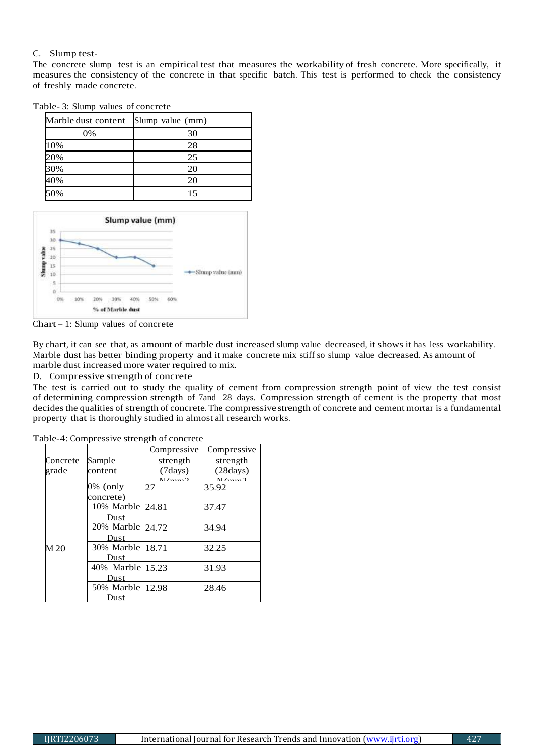### C. Slump test-

The concrete slump test is an empirical test that measures the workability of fresh concrete. More specifically, it measures the consistency of the concrete in that specific batch. This test is performed to check the consistency of freshly made concrete.

Table- 3: Slump values of concrete

| Marble dust content | Slump value (mm) |
|---|---|
| 0% | 30 |
| 10% | 28 |
| 20% | 25 |
| 30% | 20 |
| 40% | 20 |
| 50% | 15 |

Chart – 1: Slump values of concrete

By chart, it can see that, as amount of marble dust increased slump value decreased, it shows it has less workability. Marble dust has better binding property and it make concrete mix stiff so slump value decreased. As amount of marble dust increased more water required to mix.

### D. Compressive strength of concrete

The test is carried out to study the quality of cement from compression strength point of view the test consist of determining compression strength of 7and 28 days. Compression strength of cement is the property that most decides the qualities of strength of concrete. The compressive strength of concrete and cement mortar is a fundamental property that is thoroughly studied in almost all research works.

Table-4: Compressive strength of concrete

| Concrete grade | Sample content | Compressive strength (7days) N/mm2 | Compressive strength (28days) N/mm2 |
|---|---|---|---|
| M 20 | 0% (only concrete) | 27 | 35.92 |
| | 10% Marble Dust | 24.81 | 37.47 |
| | 20% Marble Dust | 24.72 | 34.94 |
| | 30% Marble Dust | 18.71 | 32.25 |
| | 40% Marble Dust | 15.23 | 31.93 |
| | 50% Marble Dust | 12.98 | 28.46 |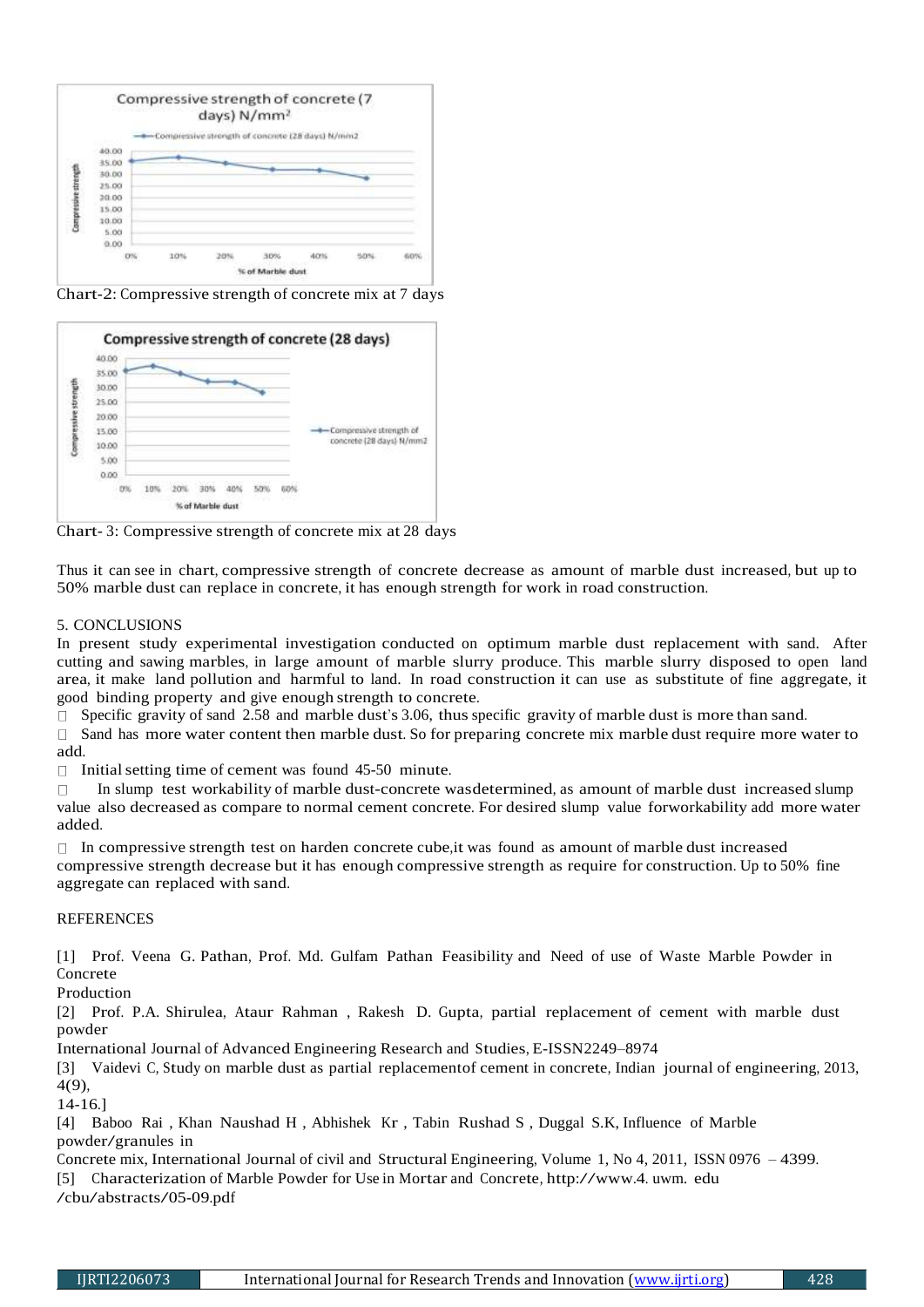Chart-2: Compressive strength of concrete mix at 7 days

Chart- 3: Compressive strength of concrete mix at 28 days

Thus it can see in chart, compressive strength of concrete decrease as amount of marble dust increased, but up to 50% marble dust can replace in concrete, it has enough strength for work in road construction.

## 5. CONCLUSIONS

In present study experimental investigation conducted on optimum marble dust replacement with sand. After cutting and sawing marbles, in large amount of marble slurry produce. This marble slurry disposed to open land area, it make land pollution and harmful to land. In road construction it can use as substitute of fine aggregate, it good binding property and give enough strength to concrete.

- Specific gravity of sand 2.58 and marble dust's 3.06, thus specific gravity of marble dust is more than sand.
- Sand has more water content then marble dust. So for preparing concrete mix marble dust require more water to add.
- Initial setting time of cement was found 45-50 minute.
- In slump test workability of marble dust-concrete wasdetermined, as amount of marble dust increased slump value also decreased as compare to normal cement concrete. For desired slump value forworkability add more water added.
- In compressive strength test on harden concrete cube,it was found as amount of marble dust increased compressive strength decrease but it has enough compressive strength as require for construction. Up to 50% fine aggregate can replaced with sand.

## REFERENCES

[1] Prof. Veena G. Pathan, Prof. Md. Gulfam Pathan Feasibility and Need of use of Waste Marble Powder in Concrete Production

[2] Prof. P.A. Shirulea, Ataur Rahman , Rakesh D. Gupta, partial replacement of cement with marble dust powder International Journal of Advanced Engineering Research and Studies, E-ISSN2249–8974

[3] Vaidevi C, Study on marble dust as partial replacementof cement in concrete, Indian journal of engineering, 2013, 4(9), 14-16.]

[4] Baboo Rai , Khan Naushad H , Abhishek Kr , Tabin Rushad S , Duggal S.K, Influence of Marble powder/granules in Concrete mix, International Journal of civil and Structural Engineering, Volume 1, No 4, 2011, ISSN 0976 – 4399.

[5] Characterization of Marble Powder for Use in Mortar and Concrete, http://www.4. uwm. edu /cbu/abstracts/05-09.pdf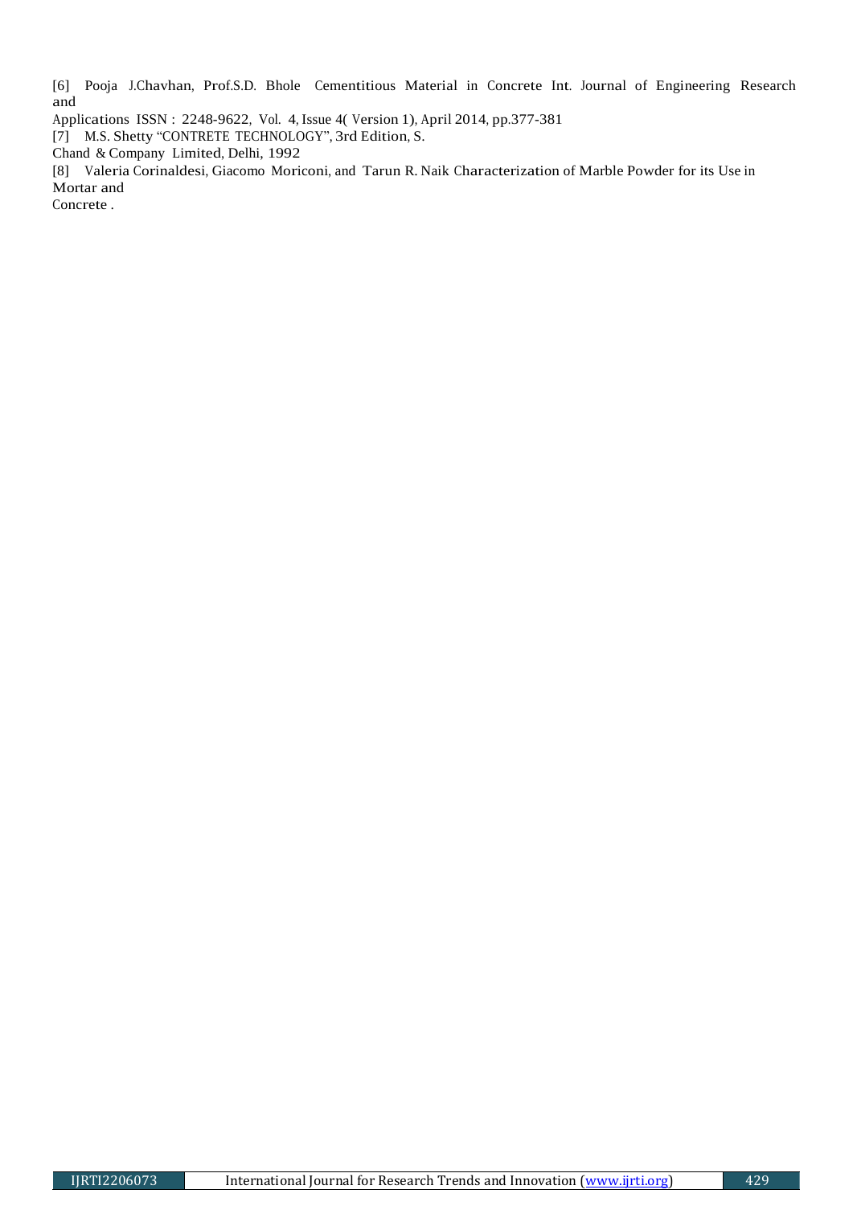[6] Pooja J.Chavhan, Prof.S.D. Bhole Cementitious Material in Concrete Int. Journal of Engineering Research and Applications ISSN : 2248-9622, Vol. 4, Issue 4( Version 1), April 2014, pp.377-381

[7] M.S. Shetty "CONTRETE TECHNOLOGY", 3rd Edition, S. Chand & Company Limited, Delhi, 1992

[8] Valeria Corinaldesi, Giacomo Moriconi, and Tarun R. Naik Characterization of Marble Powder for its Use in Mortar and Concrete .